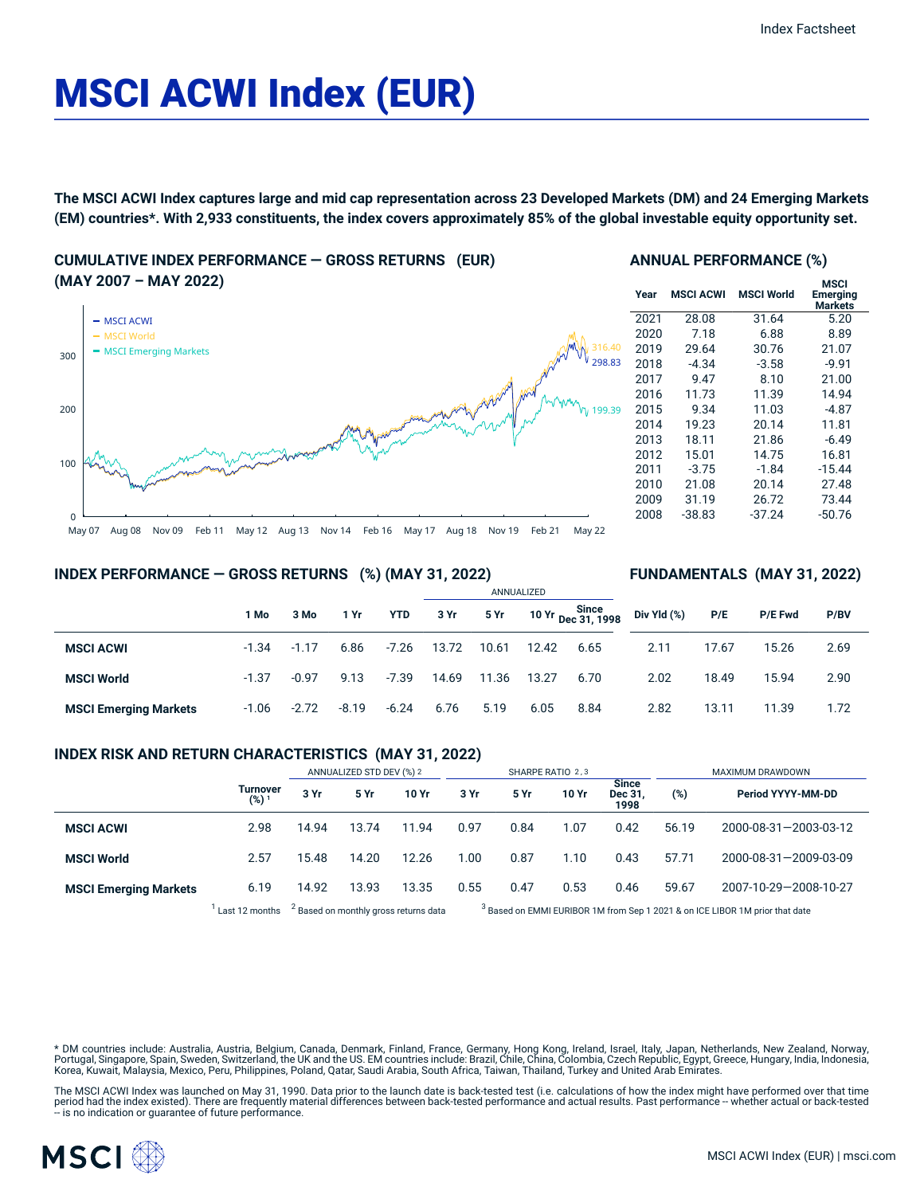# MSCI ACWI Index (EUR)

**The MSCI ACWI Index captures large and mid cap representation across 23 Developed Markets (DM) and 24 Emerging Markets (EM) countries*. With 2,933 constituents, the index covers approximately 85% of the global investable equity opportunity set.**

## CUMULATIVE INDEX PERFORMANCE — GROSS RETURNS (EUR) (MAY 2007 – MAY 2022)

- MSCI ACWI: 298.83
- MSCI World: 316.40
- MSCI Emerging Markets: 199.39

## ANNUAL PERFORMANCE (%)

| Year | MSCI ACWI | MSCI World | MSCI Emerging Markets |
|---|---|---|---|
| 2021 | 28.08 | 31.64 | 5.20 |
| 2020 | 7.18 | 6.88 | 8.89 |
| 2019 | 29.64 | 30.76 | 21.07 |
| 2018 | -4.34 | -3.58 | -9.91 |
| 2017 | 9.47 | 8.10 | 21.00 |
| 2016 | 11.73 | 11.39 | 14.94 |
| 2015 | 9.34 | 11.03 | -4.87 |
| 2014 | 19.23 | 20.14 | 11.81 |
| 2013 | 18.11 | 21.86 | -6.49 |
| 2012 | 15.01 | 14.75 | 16.81 |
| 2011 | -3.75 | -1.84 | -15.44 |
| 2010 | 21.08 | 20.14 | 27.48 |
| 2009 | 31.19 | 26.72 | 73.44 |
| 2008 | -38.83 | -37.24 | -50.76 |

## INDEX PERFORMANCE — GROSS RETURNS (%) (MAY 31, 2022)

|  | 1 Mo | 3 Mo | 1 Yr | YTD | ANNUALIZED 3 Yr | 5 Yr | 10 Yr | Since Dec 31, 1998 |
|---|---|---|---|---|---|---|---|---|
| **MSCI ACWI** | -1.34 | -1.17 | 6.86 | -7.26 | 13.72 | 10.61 | 12.42 | 6.65 |
| **MSCI World** | -1.37 | -0.97 | 9.13 | -7.39 | 14.69 | 11.36 | 13.27 | 6.70 |
| **MSCI Emerging Markets** | -1.06 | -2.72 | -8.19 | -6.24 | 6.76 | 5.19 | 6.05 | 8.84 |

## FUNDAMENTALS (MAY 31, 2022)

|  | Div Yld (%) | P/E | P/E Fwd | P/BV |
|---|---|---|---|---|
| **MSCI ACWI** | 2.11 | 17.67 | 15.26 | 2.69 |
| **MSCI World** | 2.02 | 18.49 | 15.94 | 2.90 |
| **MSCI Emerging Markets** | 2.82 | 13.11 | 11.39 | 1.72 |

## INDEX RISK AND RETURN CHARACTERISTICS (MAY 31, 2022)

|  |  | ANNUALIZED STD DEV (%) [2] |  |  | SHARPE RATIO [2, 3] |  |  |  | MAXIMUM DRAWDOWN |  |
|---|---|---|---|---|---|---|---|---|---|---|
|  | Turnover (%) [1] | 3 Yr | 5 Yr | 10 Yr | 3 Yr | 5 Yr | 10 Yr | Since Dec 31, 1998 | (%) | Period YYYY-MM-DD |
| **MSCI ACWI** | 2.98 | 14.94 | 13.74 | 11.94 | 0.97 | 0.84 | 1.07 | 0.42 | 56.19 | 2000-08-31—2003-03-12 |
| **MSCI World** | 2.57 | 15.48 | 14.20 | 12.26 | 1.00 | 0.87 | 1.10 | 0.43 | 57.71 | 2000-08-31—2009-03-09 |
| **MSCI Emerging Markets** | 6.19 | 14.92 | 13.93 | 13.35 | 0.55 | 0.47 | 0.53 | 0.46 | 59.67 | 2007-10-29—2008-10-27 |

[1] Last 12 months [2] Based on monthly gross returns data [3] Based on EMMI EURIBOR 1M from Sep 1 2021 & on ICE LIBOR 1M prior that date

* DM countries include: Australia, Austria, Belgium, Canada, Denmark, Finland, France, Germany, Hong Kong, Ireland, Israel, Italy, Japan, Netherlands, New Zealand, Norway, Portugal, Singapore, Spain, Sweden, Switzerland, the UK and the US. EM countries include: Brazil, Chile, China, Colombia, Czech Republic, Egypt, Greece, Hungary, India, Indonesia, Korea, Kuwait, Malaysia, Mexico, Peru, Philippines, Poland, Qatar, Saudi Arabia, South Africa, Taiwan, Thailand, Turkey and United Arab Emirates.

The MSCI ACWI Index was launched on May 31, 1990. Data prior to the launch date is back-tested test (i.e. calculations of how the index might have performed over that time period had the index existed). There are frequently material differences between back-tested performance and actual results. Past performance -- whether actual or back-tested -- is no indication or guarantee of future performance.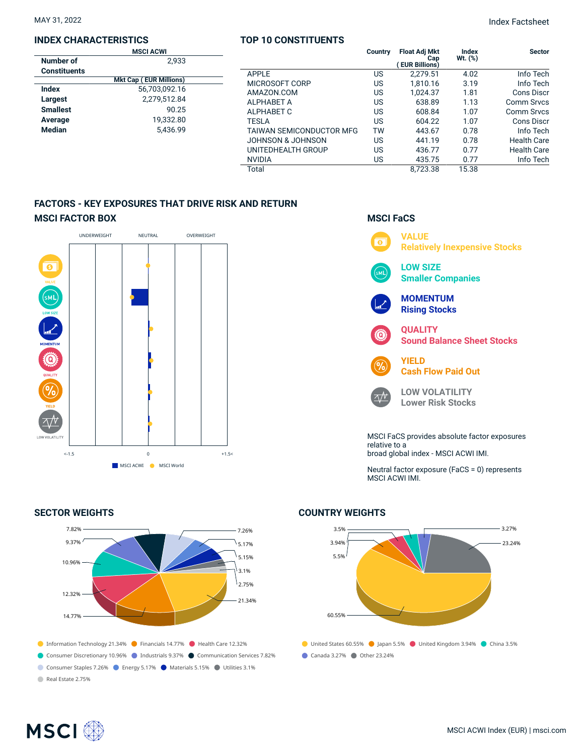MAY 31, 2022

Index Factsheet

## INDEX CHARACTERISTICS

| | MSCI ACWI |
|---|---|
| **Number of Constituents** | 2,933 |
| | **Mkt Cap ( EUR Millions)** |
| **Index** | 56,703,092.16 |
| **Largest** | 2,279,512.84 |
| **Smallest** | 90.25 |
| **Average** | 19,332.80 |
| **Median** | 5,436.99 |

## TOP 10 CONSTITUENTS

| | Country | Float Adj Mkt Cap ( EUR Billions) | Index Wt. (%) | Sector |
|---|---|---|---|---|
| APPLE | US | 2,279.51 | 4.02 | Info Tech |
| MICROSOFT CORP | US | 1,810.16 | 3.19 | Info Tech |
| AMAZON.COM | US | 1,024.37 | 1.81 | Cons Discr |
| ALPHABET A | US | 638.89 | 1.13 | Comm Srvcs |
| ALPHABET C | US | 608.84 | 1.07 | Comm Srvcs |
| TESLA | US | 604.22 | 1.07 | Cons Discr |
| TAIWAN SEMICONDUCTOR MFG | TW | 443.67 | 0.78 | Info Tech |
| JOHNSON & JOHNSON | US | 441.19 | 0.78 | Health Care |
| UNITEDHEALTH GROUP | US | 436.77 | 0.77 | Health Care |
| NVIDIA | US | 435.75 | 0.77 | Info Tech |
| Total | | 8,723.38 | 15.38 | |

## FACTORS - KEY EXPOSURES THAT DRIVE RISK AND RETURN

### MSCI FACTOR BOX

UNDERWEIGHT | NEUTRAL | OVERWEIGHT

VALUE, LOW SIZE, MOMENTUM, QUALITY, YIELD, LOW VOLATILITY

<-1.5 | 0 | +1.5<

MSCI ACWI | MSCI World

### MSCI FaCS

**VALUE**
Relatively Inexpensive Stocks

**LOW SIZE**
Smaller Companies

**MOMENTUM**
Rising Stocks

**QUALITY**
Sound Balance Sheet Stocks

**YIELD**
Cash Flow Paid Out

**LOW VOLATILITY**
Lower Risk Stocks

MSCI FaCS provides absolute factor exposures relative to a broad global index - MSCI ACWI IMI.

Neutral factor exposure (FaCS = 0) represents MSCI ACWI IMI.

## SECTOR WEIGHTS

- Information Technology 21.34%
- Financials 14.77%
- Health Care 12.32%
- Consumer Discretionary 10.96%
- Industrials 9.37%
- Communication Services 7.82%
- Consumer Staples 7.26%
- Energy 5.17%
- Materials 5.15%
- Utilities 3.1%
- Real Estate 2.75%

## COUNTRY WEIGHTS

- United States 60.55%
- Japan 5.5%
- United Kingdom 3.94%
- China 3.5%
- Canada 3.27%
- Other 23.24%

MSCI ACWI Index (EUR) | msci.com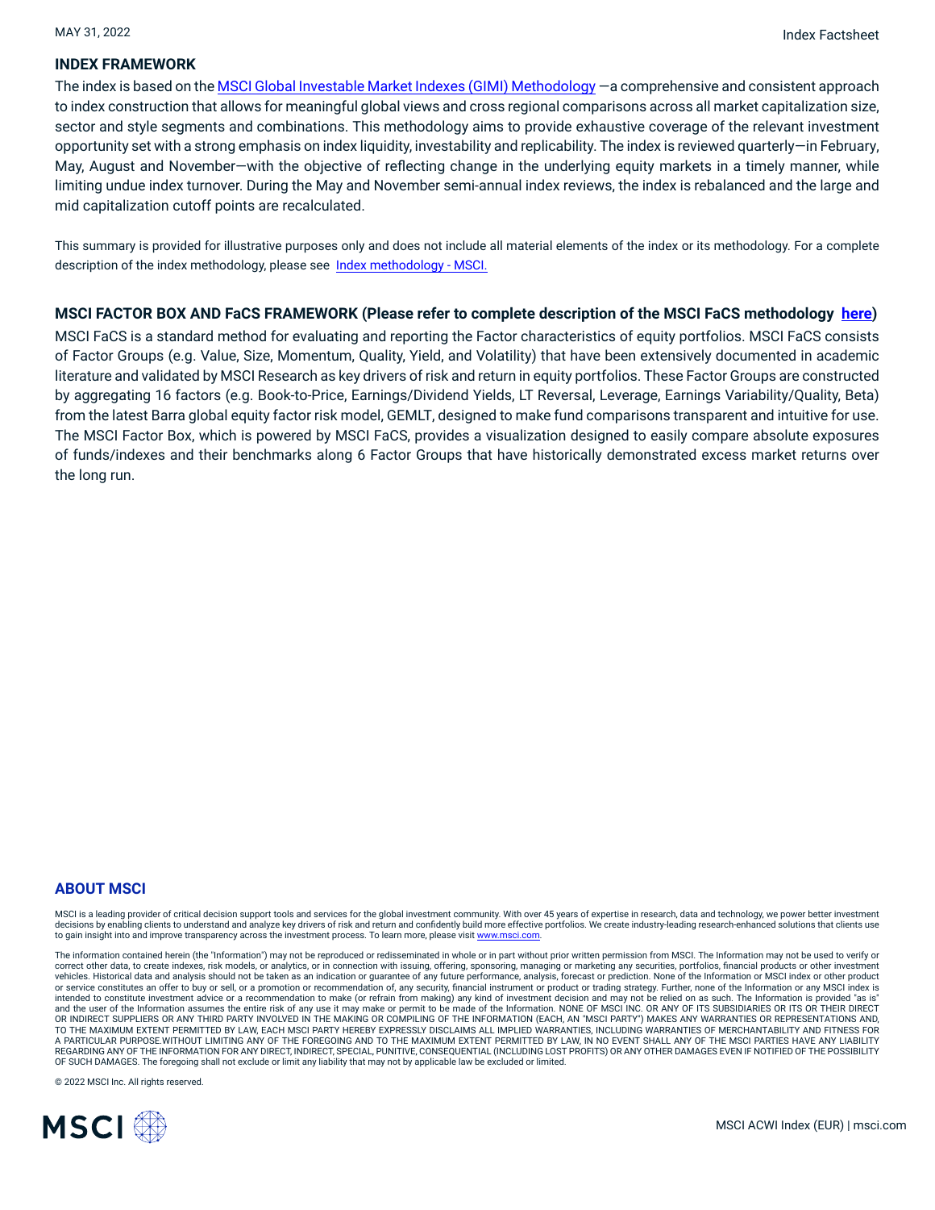## INDEX FRAMEWORK

The index is based on the MSCI Global Investable Market Indexes (GIMI) Methodology —a comprehensive and consistent approach to index construction that allows for meaningful global views and cross regional comparisons across all market capitalization size, sector and style segments and combinations. This methodology aims to provide exhaustive coverage of the relevant investment opportunity set with a strong emphasis on index liquidity, investability and replicability. The index is reviewed quarterly—in February, May, August and November—with the objective of reflecting change in the underlying equity markets in a timely manner, while limiting undue index turnover. During the May and November semi-annual index reviews, the index is rebalanced and the large and mid capitalization cutoff points are recalculated.

This summary is provided for illustrative purposes only and does not include all material elements of the index or its methodology. For a complete description of the index methodology, please see Index methodology - MSCI.

## MSCI FACTOR BOX AND FaCS FRAMEWORK (Please refer to complete description of the MSCI FaCS methodology here)

MSCI FaCS is a standard method for evaluating and reporting the Factor characteristics of equity portfolios. MSCI FaCS consists of Factor Groups (e.g. Value, Size, Momentum, Quality, Yield, and Volatility) that have been extensively documented in academic literature and validated by MSCI Research as key drivers of risk and return in equity portfolios. These Factor Groups are constructed by aggregating 16 factors (e.g. Book-to-Price, Earnings/Dividend Yields, LT Reversal, Leverage, Earnings Variability/Quality, Beta) from the latest Barra global equity factor risk model, GEMLT, designed to make fund comparisons transparent and intuitive for use. The MSCI Factor Box, which is powered by MSCI FaCS, provides a visualization designed to easily compare absolute exposures of funds/indexes and their benchmarks along 6 Factor Groups that have historically demonstrated excess market returns over the long run.

## ABOUT MSCI

MSCI is a leading provider of critical decision support tools and services for the global investment community. With over 45 years of expertise in research, data and technology, we power better investment decisions by enabling clients to understand and analyze key drivers of risk and return and confidently build more effective portfolios. We create industry-leading research-enhanced solutions that clients use to gain insight into and improve transparency across the investment process. To learn more, please visit www.msci.com.

The information contained herein (the "Information") may not be reproduced or redisseminated in whole or in part without prior written permission from MSCI. The Information may not be used to verify or correct other data, to create indexes, risk models, or analytics, or in connection with issuing, offering, sponsoring, managing or marketing any securities, portfolios, financial products or other investment vehicles. Historical data and analysis should not be taken as an indication or guarantee of any future performance, analysis, forecast or prediction. None of the Information or MSCI index or other product or service constitutes an offer to buy or sell, or a promotion or recommendation of, any security, financial instrument or product or trading strategy. Further, none of the Information or any MSCI index is intended to constitute investment advice or a recommendation to make (or refrain from making) any kind of investment decision and may not be relied on as such. The Information is provided "as is" and the user of the Information assumes the entire risk of any use it may make or permit to be made of the Information. NONE OF MSCI INC. OR ANY OF ITS SUBSIDIARIES OR ITS OR THEIR DIRECT OR INDIRECT SUPPLIERS OR ANY THIRD PARTY INVOLVED IN THE MAKING OR COMPILING OF THE INFORMATION (EACH, AN "MSCI PARTY") MAKES ANY WARRANTIES OR REPRESENTATIONS AND, TO THE MAXIMUM EXTENT PERMITTED BY LAW, EACH MSCI PARTY HEREBY EXPRESSLY DISCLAIMS ALL IMPLIED WARRANTIES, INCLUDING WARRANTIES OF MERCHANTABILITY AND FITNESS FOR A PARTICULAR PURPOSE.WITHOUT LIMITING ANY OF THE FOREGOING AND TO THE MAXIMUM EXTENT PERMITTED BY LAW, IN NO EVENT SHALL ANY OF THE MSCI PARTIES HAVE ANY LIABILITY REGARDING ANY OF THE INFORMATION FOR ANY DIRECT, INDIRECT, SPECIAL, PUNITIVE, CONSEQUENTIAL (INCLUDING LOST PROFITS) OR ANY OTHER DAMAGES EVEN IF NOTIFIED OF THE POSSIBILITY OF SUCH DAMAGES. The foregoing shall not exclude or limit any liability that may not by applicable law be excluded or limited.

© 2022 MSCI Inc. All rights reserved.